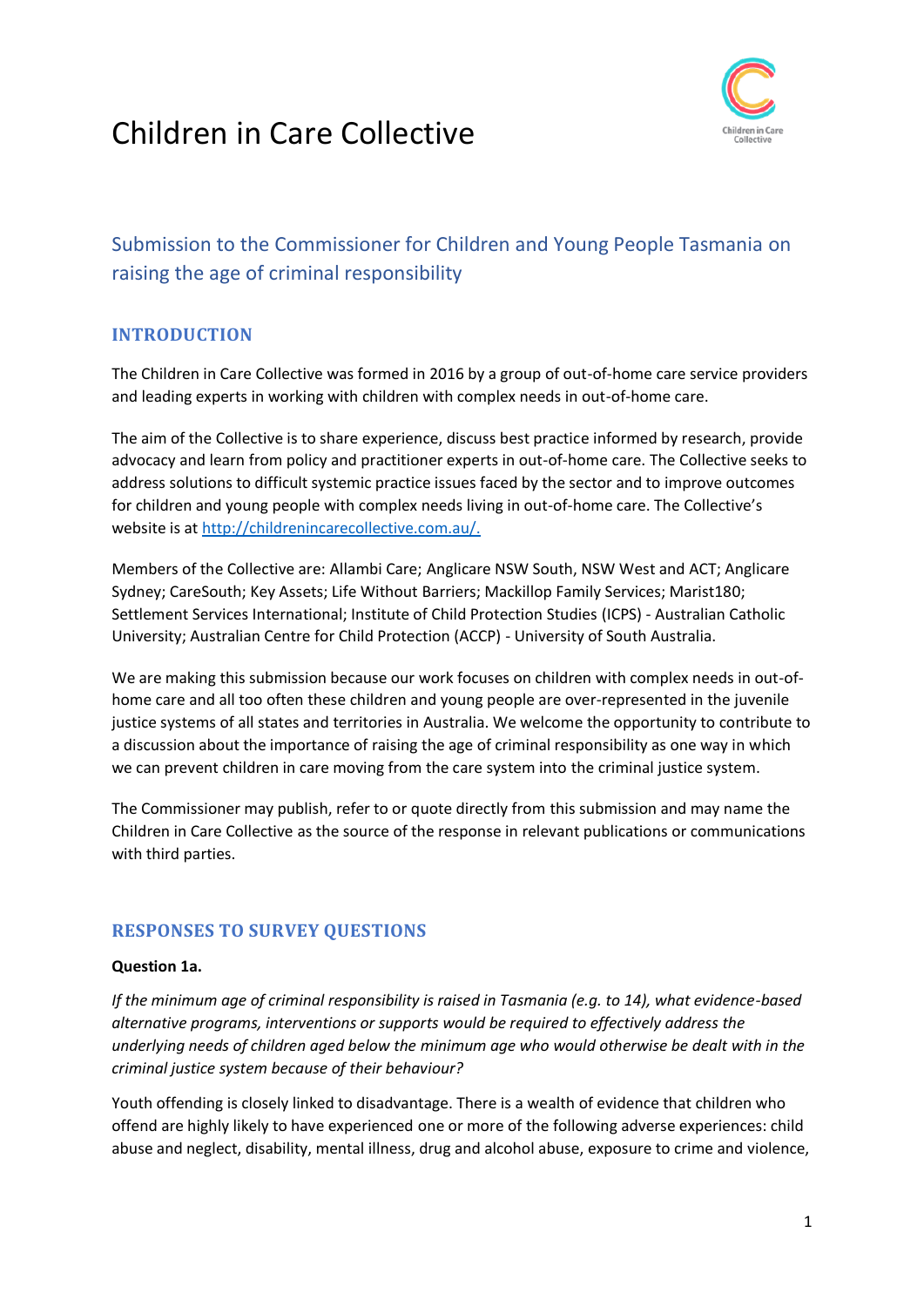# Children in Care Collective

## Submission to the Commissioner for Children and Young People Tasmania on raising the age of criminal responsibility

### INTRODUCTION

The Children in Care Collective was formed in 2016 by a group of out-of-home care service providers and leading experts in working with children with complex needs in out-of-home care.

The aim of the Collective is to share experience, discuss best practice informed by research, provide advocacy and learn from policy and practitioner experts in out-of-home care. The Collective seeks to address solutions to difficult systemic practice issues faced by the sector and to improve outcomes for children and young people with complex needs living in out-of-home care. The Collective's website is at http://childrenincarecollective.com.au/.

Members of the Collective are: Allambi Care; Anglicare NSW South, NSW West and ACT; Anglicare Sydney; CareSouth; Key Assets; Life Without Barriers; Mackillop Family Services; Marist180; Settlement Services International; Institute of Child Protection Studies (ICPS) - Australian Catholic University; Australian Centre for Child Protection (ACCP) - University of South Australia.

We are making this submission because our work focuses on children with complex needs in out-of-home care and all too often these children and young people are over-represented in the juvenile justice systems of all states and territories in Australia. We welcome the opportunity to contribute to a discussion about the importance of raising the age of criminal responsibility as one way in which we can prevent children in care moving from the care system into the criminal justice system.

The Commissioner may publish, refer to or quote directly from this submission and may name the Children in Care Collective as the source of the response in relevant publications or communications with third parties.

### RESPONSES TO SURVEY QUESTIONS

**Question 1a.**

*If the minimum age of criminal responsibility is raised in Tasmania (e.g. to 14), what evidence-based alternative programs, interventions or supports would be required to effectively address the underlying needs of children aged below the minimum age who would otherwise be dealt with in the criminal justice system because of their behaviour?*

Youth offending is closely linked to disadvantage. There is a wealth of evidence that children who offend are highly likely to have experienced one or more of the following adverse experiences: child abuse and neglect, disability, mental illness, drug and alcohol abuse, exposure to crime and violence,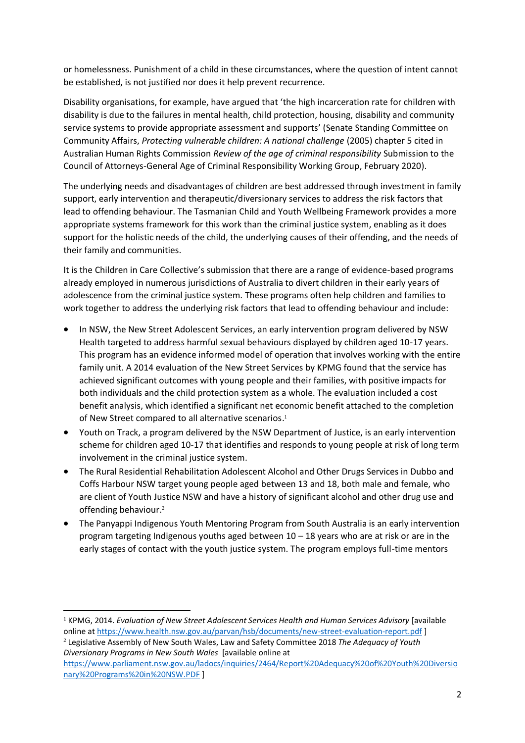or homelessness. Punishment of a child in these circumstances, where the question of intent cannot be established, is not justified nor does it help prevent recurrence.

Disability organisations, for example, have argued that 'the high incarceration rate for children with disability is due to the failures in mental health, child protection, housing, disability and community service systems to provide appropriate assessment and supports' (Senate Standing Committee on Community Affairs, *Protecting vulnerable children: A national challenge* (2005) chapter 5 cited in Australian Human Rights Commission *Review of the age of criminal responsibility* Submission to the Council of Attorneys-General Age of Criminal Responsibility Working Group, February 2020).

The underlying needs and disadvantages of children are best addressed through investment in family support, early intervention and therapeutic/diversionary services to address the risk factors that lead to offending behaviour. The Tasmanian Child and Youth Wellbeing Framework provides a more appropriate systems framework for this work than the criminal justice system, enabling as it does support for the holistic needs of the child, the underlying causes of their offending, and the needs of their family and communities.

It is the Children in Care Collective's submission that there are a range of evidence-based programs already employed in numerous jurisdictions of Australia to divert children in their early years of adolescence from the criminal justice system. These programs often help children and families to work together to address the underlying risk factors that lead to offending behaviour and include:

- In NSW, the New Street Adolescent Services, an early intervention program delivered by NSW Health targeted to address harmful sexual behaviours displayed by children aged 10-17 years. This program has an evidence informed model of operation that involves working with the entire family unit. A 2014 evaluation of the New Street Services by KPMG found that the service has achieved significant outcomes with young people and their families, with positive impacts for both individuals and the child protection system as a whole. The evaluation included a cost benefit analysis, which identified a significant net economic benefit attached to the completion of New Street compared to all alternative scenarios.[1]
- Youth on Track, a program delivered by the NSW Department of Justice, is an early intervention scheme for children aged 10-17 that identifies and responds to young people at risk of long term involvement in the criminal justice system.
- The Rural Residential Rehabilitation Adolescent Alcohol and Other Drugs Services in Dubbo and Coffs Harbour NSW target young people aged between 13 and 18, both male and female, who are client of Youth Justice NSW and have a history of significant alcohol and other drug use and offending behaviour.[2]
- The Panyappi Indigenous Youth Mentoring Program from South Australia is an early intervention program targeting Indigenous youths aged between 10 – 18 years who are at risk or are in the early stages of contact with the youth justice system. The program employs full-time mentors

---

[1] KPMG, 2014. *Evaluation of New Street Adolescent Services Health and Human Services Advisory* [available online at https://www.health.nsw.gov.au/parvan/hsb/documents/new-street-evaluation-report.pdf ]

[2] Legislative Assembly of New South Wales, Law and Safety Committee 2018 *The Adequacy of Youth Diversionary Programs in New South Wales* [available online at https://www.parliament.nsw.gov.au/ladocs/inquiries/2464/Report%20Adequacy%20of%20Youth%20Diversionary%20Programs%20in%20NSW.PDF ]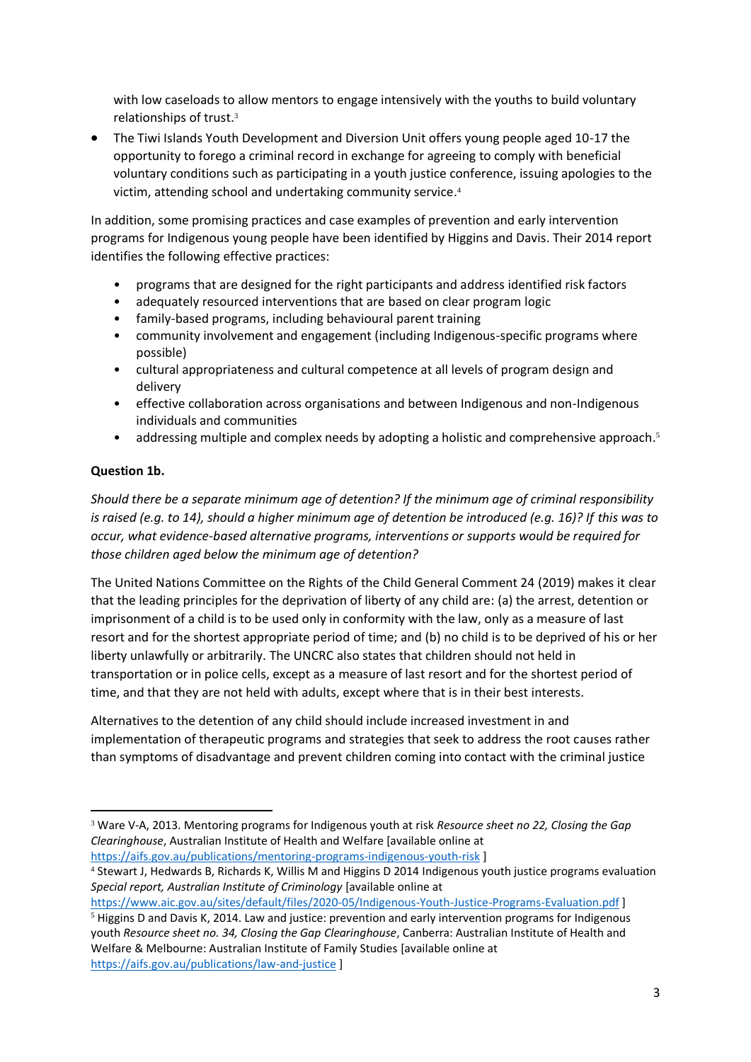with low caseloads to allow mentors to engage intensively with the youths to build voluntary relationships of trust.[3]

- The Tiwi Islands Youth Development and Diversion Unit offers young people aged 10-17 the opportunity to forego a criminal record in exchange for agreeing to comply with beneficial voluntary conditions such as participating in a youth justice conference, issuing apologies to the victim, attending school and undertaking community service.[4]

In addition, some promising practices and case examples of prevention and early intervention programs for Indigenous young people have been identified by Higgins and Davis. Their 2014 report identifies the following effective practices:

- programs that are designed for the right participants and address identified risk factors
- adequately resourced interventions that are based on clear program logic
- family-based programs, including behavioural parent training
- community involvement and engagement (including Indigenous-specific programs where possible)
- cultural appropriateness and cultural competence at all levels of program design and delivery
- effective collaboration across organisations and between Indigenous and non-Indigenous individuals and communities
- addressing multiple and complex needs by adopting a holistic and comprehensive approach.[5]

**Question 1b.**

*Should there be a separate minimum age of detention? If the minimum age of criminal responsibility is raised (e.g. to 14), should a higher minimum age of detention be introduced (e.g. 16)? If this was to occur, what evidence-based alternative programs, interventions or supports would be required for those children aged below the minimum age of detention?*

The United Nations Committee on the Rights of the Child General Comment 24 (2019) makes it clear that the leading principles for the deprivation of liberty of any child are: (a) the arrest, detention or imprisonment of a child is to be used only in conformity with the law, only as a measure of last resort and for the shortest appropriate period of time; and (b) no child is to be deprived of his or her liberty unlawfully or arbitrarily. The UNCRC also states that children should not held in transportation or in police cells, except as a measure of last resort and for the shortest period of time, and that they are not held with adults, except where that is in their best interests.

Alternatives to the detention of any child should include increased investment in and implementation of therapeutic programs and strategies that seek to address the root causes rather than symptoms of disadvantage and prevent children coming into contact with the criminal justice

---

[3] Ware V-A, 2013. Mentoring programs for Indigenous youth at risk *Resource sheet no 22, Closing the Gap Clearinghouse*, Australian Institute of Health and Welfare [available online at https://aifs.gov.au/publications/mentoring-programs-indigenous-youth-risk ]

[4] Stewart J, Hedwards B, Richards K, Willis M and Higgins D 2014 Indigenous youth justice programs evaluation *Special report, Australian Institute of Criminology* [available online at https://www.aic.gov.au/sites/default/files/2020-05/Indigenous-Youth-Justice-Programs-Evaluation.pdf ]

[5] Higgins D and Davis K, 2014. Law and justice: prevention and early intervention programs for Indigenous youth *Resource sheet no. 34, Closing the Gap Clearinghouse*, Canberra: Australian Institute of Health and Welfare & Melbourne: Australian Institute of Family Studies [available online at https://aifs.gov.au/publications/law-and-justice ]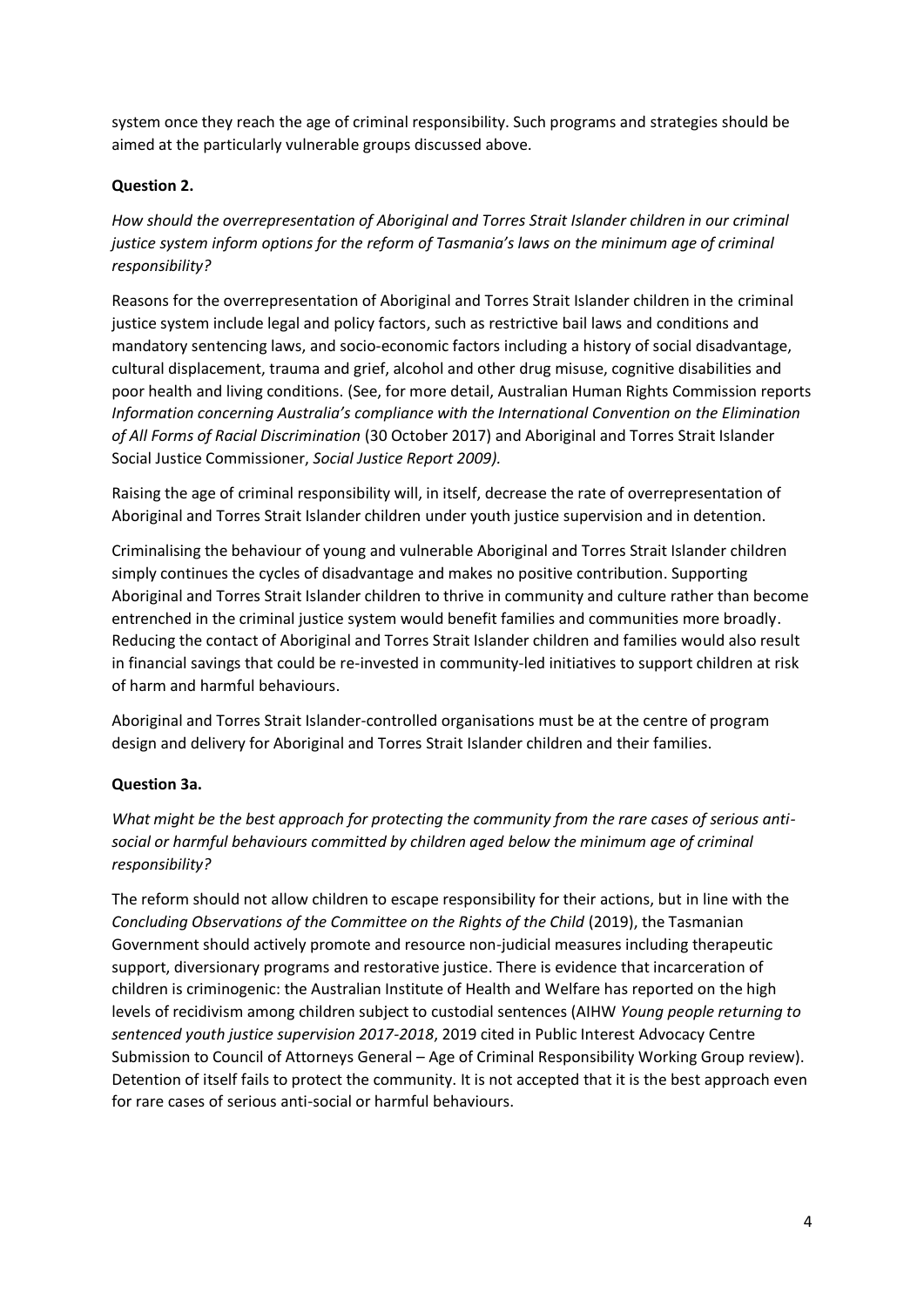system once they reach the age of criminal responsibility. Such programs and strategies should be aimed at the particularly vulnerable groups discussed above.

**Question 2.**

*How should the overrepresentation of Aboriginal and Torres Strait Islander children in our criminal justice system inform options for the reform of Tasmania's laws on the minimum age of criminal responsibility?*

Reasons for the overrepresentation of Aboriginal and Torres Strait Islander children in the criminal justice system include legal and policy factors, such as restrictive bail laws and conditions and mandatory sentencing laws, and socio-economic factors including a history of social disadvantage, cultural displacement, trauma and grief, alcohol and other drug misuse, cognitive disabilities and poor health and living conditions. (See, for more detail, Australian Human Rights Commission reports *Information concerning Australia's compliance with the International Convention on the Elimination of All Forms of Racial Discrimination* (30 October 2017) and Aboriginal and Torres Strait Islander Social Justice Commissioner, *Social Justice Report 2009).*

Raising the age of criminal responsibility will, in itself, decrease the rate of overrepresentation of Aboriginal and Torres Strait Islander children under youth justice supervision and in detention.

Criminalising the behaviour of young and vulnerable Aboriginal and Torres Strait Islander children simply continues the cycles of disadvantage and makes no positive contribution. Supporting Aboriginal and Torres Strait Islander children to thrive in community and culture rather than become entrenched in the criminal justice system would benefit families and communities more broadly. Reducing the contact of Aboriginal and Torres Strait Islander children and families would also result in financial savings that could be re-invested in community-led initiatives to support children at risk of harm and harmful behaviours.

Aboriginal and Torres Strait Islander-controlled organisations must be at the centre of program design and delivery for Aboriginal and Torres Strait Islander children and their families.

**Question 3a.**

*What might be the best approach for protecting the community from the rare cases of serious anti-social or harmful behaviours committed by children aged below the minimum age of criminal responsibility?*

The reform should not allow children to escape responsibility for their actions, but in line with the *Concluding Observations of the Committee on the Rights of the Child* (2019), the Tasmanian Government should actively promote and resource non-judicial measures including therapeutic support, diversionary programs and restorative justice. There is evidence that incarceration of children is criminogenic: the Australian Institute of Health and Welfare has reported on the high levels of recidivism among children subject to custodial sentences (AIHW *Young people returning to sentenced youth justice supervision 2017-2018*, 2019 cited in Public Interest Advocacy Centre Submission to Council of Attorneys General – Age of Criminal Responsibility Working Group review). Detention of itself fails to protect the community. It is not accepted that it is the best approach even for rare cases of serious anti-social or harmful behaviours.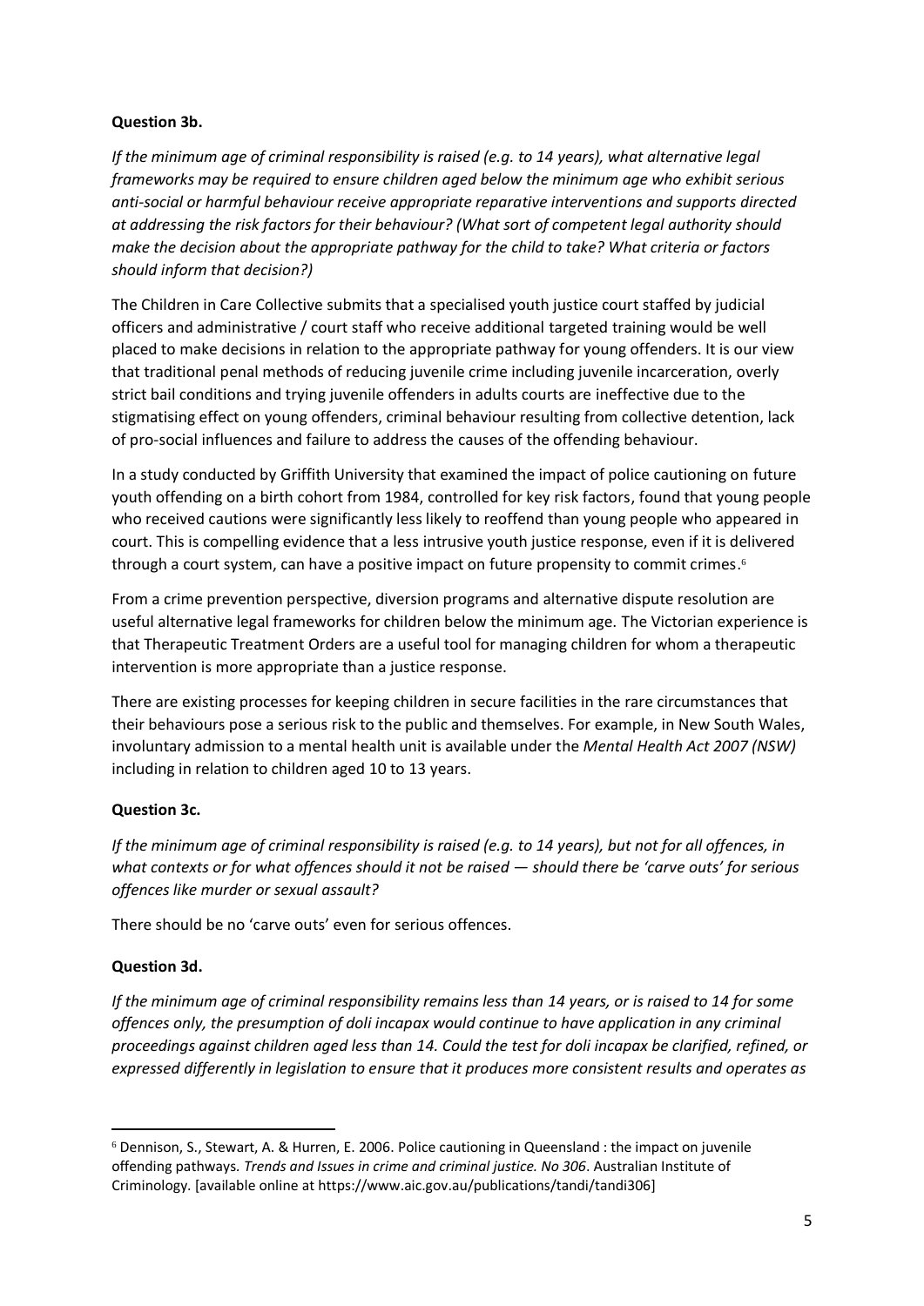**Question 3b.**

*If the minimum age of criminal responsibility is raised (e.g. to 14 years), what alternative legal frameworks may be required to ensure children aged below the minimum age who exhibit serious anti-social or harmful behaviour receive appropriate reparative interventions and supports directed at addressing the risk factors for their behaviour? (What sort of competent legal authority should make the decision about the appropriate pathway for the child to take? What criteria or factors should inform that decision?)*

The Children in Care Collective submits that a specialised youth justice court staffed by judicial officers and administrative / court staff who receive additional targeted training would be well placed to make decisions in relation to the appropriate pathway for young offenders. It is our view that traditional penal methods of reducing juvenile crime including juvenile incarceration, overly strict bail conditions and trying juvenile offenders in adults courts are ineffective due to the stigmatising effect on young offenders, criminal behaviour resulting from collective detention, lack of pro-social influences and failure to address the causes of the offending behaviour.

In a study conducted by Griffith University that examined the impact of police cautioning on future youth offending on a birth cohort from 1984, controlled for key risk factors, found that young people who received cautions were significantly less likely to reoffend than young people who appeared in court. This is compelling evidence that a less intrusive youth justice response, even if it is delivered through a court system, can have a positive impact on future propensity to commit crimes.[6]

From a crime prevention perspective, diversion programs and alternative dispute resolution are useful alternative legal frameworks for children below the minimum age. The Victorian experience is that Therapeutic Treatment Orders are a useful tool for managing children for whom a therapeutic intervention is more appropriate than a justice response.

There are existing processes for keeping children in secure facilities in the rare circumstances that their behaviours pose a serious risk to the public and themselves. For example, in New South Wales, involuntary admission to a mental health unit is available under the *Mental Health Act 2007 (NSW)* including in relation to children aged 10 to 13 years.

**Question 3c.**

*If the minimum age of criminal responsibility is raised (e.g. to 14 years), but not for all offences, in what contexts or for what offences should it not be raised — should there be 'carve outs' for serious offences like murder or sexual assault?*

There should be no 'carve outs' even for serious offences.

**Question 3d.**

*If the minimum age of criminal responsibility remains less than 14 years, or is raised to 14 for some offences only, the presumption of doli incapax would continue to have application in any criminal proceedings against children aged less than 14. Could the test for doli incapax be clarified, refined, or expressed differently in legislation to ensure that it produces more consistent results and operates as*

---

[6] Dennison, S., Stewart, A. & Hurren, E. 2006. Police cautioning in Queensland : the impact on juvenile offending pathways. *Trends and Issues in crime and criminal justice. No 306*. Australian Institute of Criminology. [available online at https://www.aic.gov.au/publications/tandi/tandi306]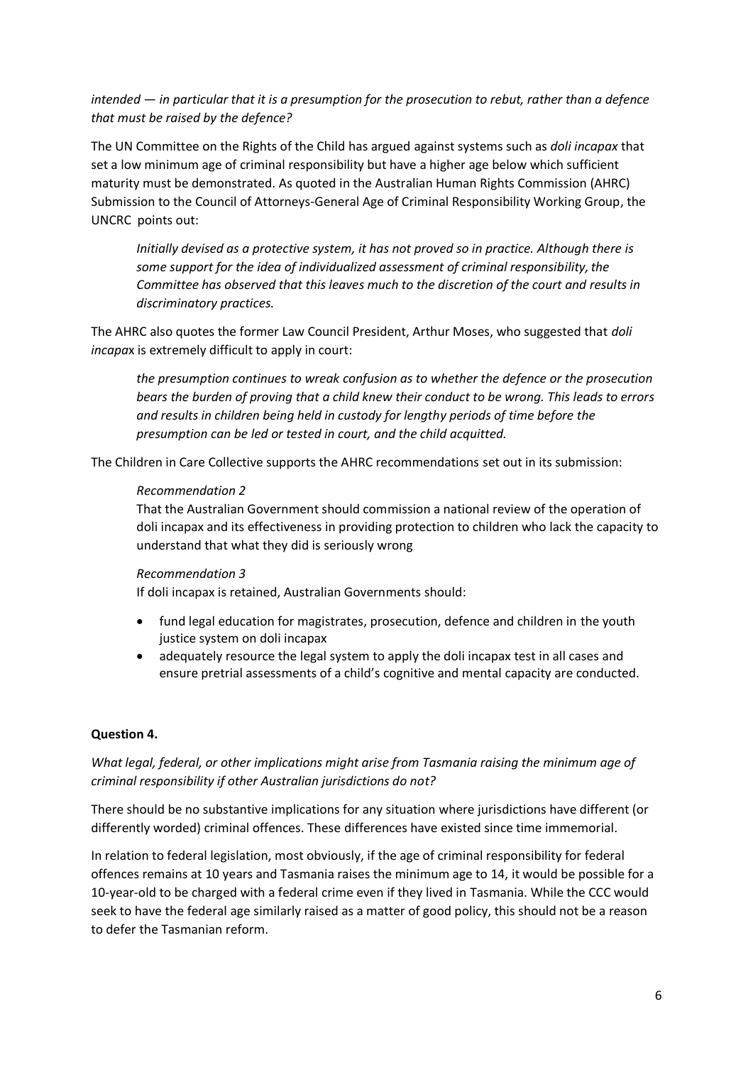*intended — in particular that it is a presumption for the prosecution to rebut, rather than a defence that must be raised by the defence?*

The UN Committee on the Rights of the Child has argued against systems such as *doli incapax* that set a low minimum age of criminal responsibility but have a higher age below which sufficient maturity must be demonstrated. As quoted in the Australian Human Rights Commission (AHRC) Submission to the Council of Attorneys-General Age of Criminal Responsibility Working Group, the UNCRC points out:

> *Initially devised as a protective system, it has not proved so in practice. Although there is some support for the idea of individualized assessment of criminal responsibility, the Committee has observed that this leaves much to the discretion of the court and results in discriminatory practices.*

The AHRC also quotes the former Law Council President, Arthur Moses, who suggested that *doli incapax* is extremely difficult to apply in court:

> *the presumption continues to wreak confusion as to whether the defence or the prosecution bears the burden of proving that a child knew their conduct to be wrong. This leads to errors and results in children being held in custody for lengthy periods of time before the presumption can be led or tested in court, and the child acquitted.*

The Children in Care Collective supports the AHRC recommendations set out in its submission:

> *Recommendation 2*
>
> That the Australian Government should commission a national review of the operation of doli incapax and its effectiveness in providing protection to children who lack the capacity to understand that what they did is seriously wrong
>
> *Recommendation 3*
>
> If doli incapax is retained, Australian Governments should:
>
> - fund legal education for magistrates, prosecution, defence and children in the youth justice system on doli incapax
> - adequately resource the legal system to apply the doli incapax test in all cases and ensure pretrial assessments of a child's cognitive and mental capacity are conducted.

**Question 4.**

*What legal, federal, or other implications might arise from Tasmania raising the minimum age of criminal responsibility if other Australian jurisdictions do not?*

There should be no substantive implications for any situation where jurisdictions have different (or differently worded) criminal offences. These differences have existed since time immemorial.

In relation to federal legislation, most obviously, if the age of criminal responsibility for federal offences remains at 10 years and Tasmania raises the minimum age to 14, it would be possible for a 10-year-old to be charged with a federal crime even if they lived in Tasmania. While the CCC would seek to have the federal age similarly raised as a matter of good policy, this should not be a reason to defer the Tasmanian reform.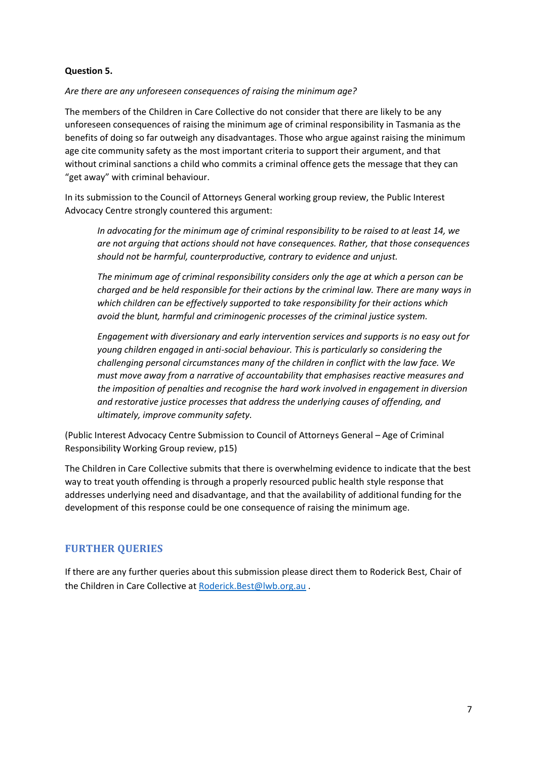**Question 5.**

*Are there are any unforeseen consequences of raising the minimum age?*

The members of the Children in Care Collective do not consider that there are likely to be any unforeseen consequences of raising the minimum age of criminal responsibility in Tasmania as the benefits of doing so far outweigh any disadvantages. Those who argue against raising the minimum age cite community safety as the most important criteria to support their argument, and that without criminal sanctions a child who commits a criminal offence gets the message that they can "get away" with criminal behaviour.

In its submission to the Council of Attorneys General working group review, the Public Interest Advocacy Centre strongly countered this argument:

> *In advocating for the minimum age of criminal responsibility to be raised to at least 14, we are not arguing that actions should not have consequences. Rather, that those consequences should not be harmful, counterproductive, contrary to evidence and unjust.*
>
> *The minimum age of criminal responsibility considers only the age at which a person can be charged and be held responsible for their actions by the criminal law. There are many ways in which children can be effectively supported to take responsibility for their actions which avoid the blunt, harmful and criminogenic processes of the criminal justice system.*
>
> *Engagement with diversionary and early intervention services and supports is no easy out for young children engaged in anti-social behaviour. This is particularly so considering the challenging personal circumstances many of the children in conflict with the law face. We must move away from a narrative of accountability that emphasises reactive measures and the imposition of penalties and recognise the hard work involved in engagement in diversion and restorative justice processes that address the underlying causes of offending, and ultimately, improve community safety.*

(Public Interest Advocacy Centre Submission to Council of Attorneys General – Age of Criminal Responsibility Working Group review, p15)

The Children in Care Collective submits that there is overwhelming evidence to indicate that the best way to treat youth offending is through a properly resourced public health style response that addresses underlying need and disadvantage, and that the availability of additional funding for the development of this response could be one consequence of raising the minimum age.

## FURTHER QUERIES

If there are any further queries about this submission please direct them to Roderick Best, Chair of the Children in Care Collective at Roderick.Best@lwb.org.au .